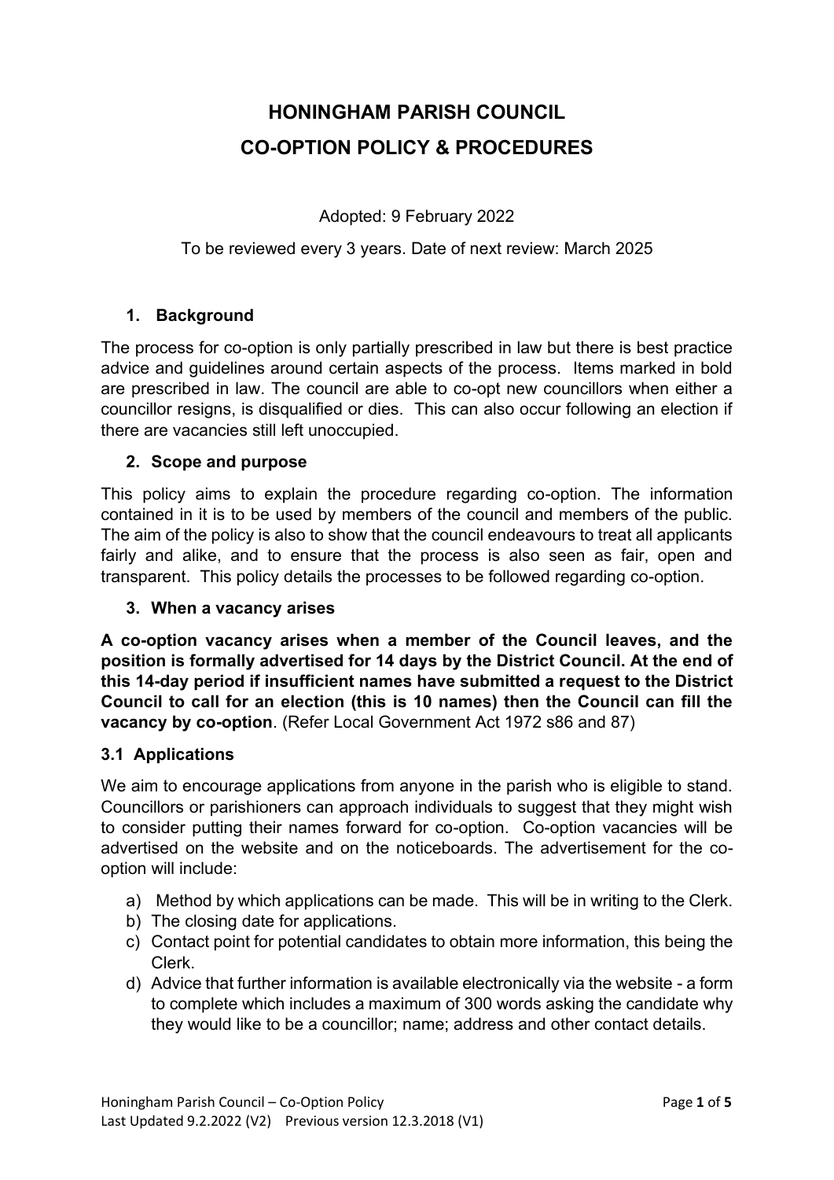# HONINGHAM PARISH COUNCIL
# CO-OPTION POLICY & PROCEDURES

Adopted: 9 February 2022

To be reviewed every 3 years. Date of next review: March 2025

## 1. Background

The process for co-option is only partially prescribed in law but there is best practice advice and guidelines around certain aspects of the process. Items marked in bold are prescribed in law. The council are able to co-opt new councillors when either a councillor resigns, is disqualified or dies. This can also occur following an election if there are vacancies still left unoccupied.

## 2. Scope and purpose

This policy aims to explain the procedure regarding co-option. The information contained in it is to be used by members of the council and members of the public. The aim of the policy is also to show that the council endeavours to treat all applicants fairly and alike, and to ensure that the process is also seen as fair, open and transparent. This policy details the processes to be followed regarding co-option.

## 3. When a vacancy arises

**A co-option vacancy arises when a member of the Council leaves, and the position is formally advertised for 14 days by the District Council. At the end of this 14-day period if insufficient names have submitted a request to the District Council to call for an election (this is 10 names) then the Council can fill the vacancy by co-option**. (Refer Local Government Act 1972 s86 and 87)

### 3.1 Applications

We aim to encourage applications from anyone in the parish who is eligible to stand. Councillors or parishioners can approach individuals to suggest that they might wish to consider putting their names forward for co-option. Co-option vacancies will be advertised on the website and on the noticeboards. The advertisement for the co-option will include:

a) Method by which applications can be made. This will be in writing to the Clerk.
b) The closing date for applications.
c) Contact point for potential candidates to obtain more information, this being the Clerk.
d) Advice that further information is available electronically via the website - a form to complete which includes a maximum of 300 words asking the candidate why they would like to be a councillor; name; address and other contact details.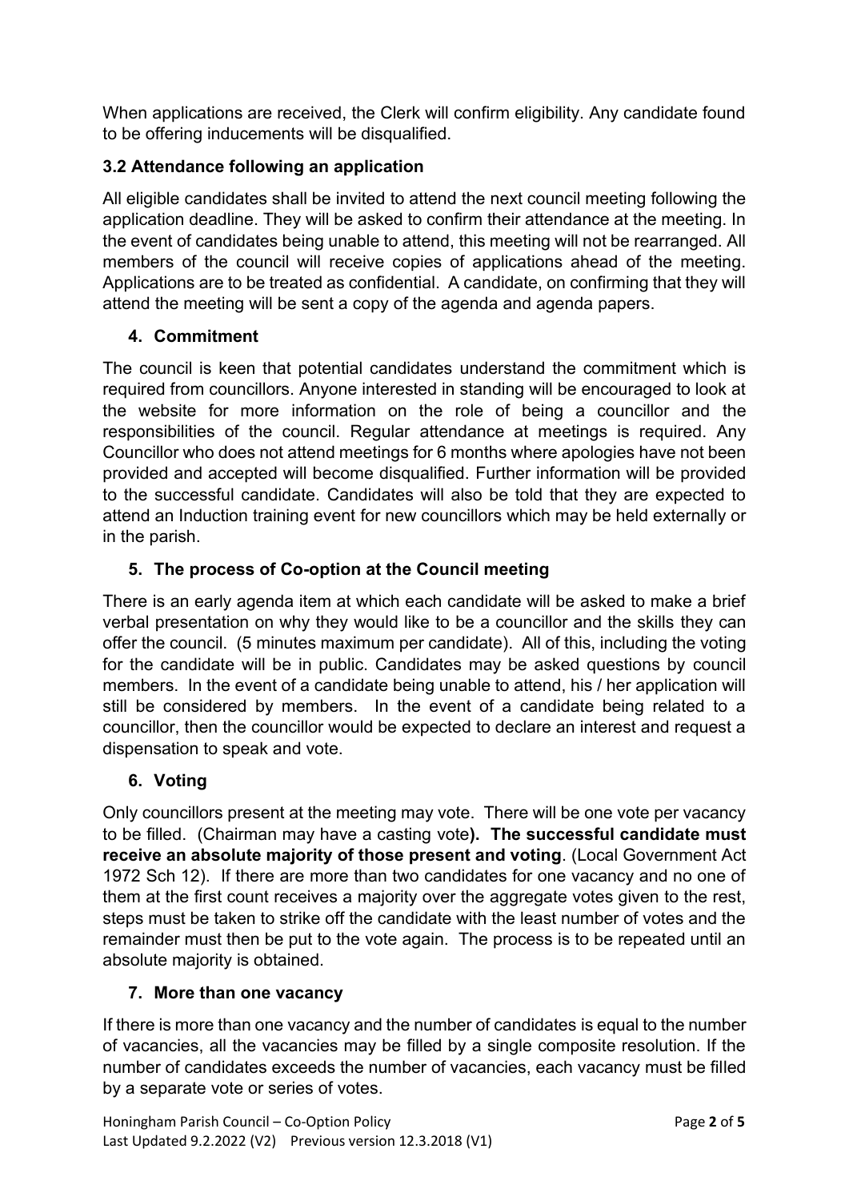When applications are received, the Clerk will confirm eligibility. Any candidate found to be offering inducements will be disqualified.

### 3.2 Attendance following an application

All eligible candidates shall be invited to attend the next council meeting following the application deadline. They will be asked to confirm their attendance at the meeting. In the event of candidates being unable to attend, this meeting will not be rearranged. All members of the council will receive copies of applications ahead of the meeting. Applications are to be treated as confidential. A candidate, on confirming that they will attend the meeting will be sent a copy of the agenda and agenda papers.

## 4. Commitment

The council is keen that potential candidates understand the commitment which is required from councillors. Anyone interested in standing will be encouraged to look at the website for more information on the role of being a councillor and the responsibilities of the council. Regular attendance at meetings is required. Any Councillor who does not attend meetings for 6 months where apologies have not been provided and accepted will become disqualified. Further information will be provided to the successful candidate. Candidates will also be told that they are expected to attend an Induction training event for new councillors which may be held externally or in the parish.

## 5. The process of Co-option at the Council meeting

There is an early agenda item at which each candidate will be asked to make a brief verbal presentation on why they would like to be a councillor and the skills they can offer the council. (5 minutes maximum per candidate). All of this, including the voting for the candidate will be in public. Candidates may be asked questions by council members. In the event of a candidate being unable to attend, his / her application will still be considered by members. In the event of a candidate being related to a councillor, then the councillor would be expected to declare an interest and request a dispensation to speak and vote.

## 6. Voting

Only councillors present at the meeting may vote. There will be one vote per vacancy to be filled. (Chairman may have a casting vote**). The successful candidate must receive an absolute majority of those present and voting**. (Local Government Act 1972 Sch 12). If there are more than two candidates for one vacancy and no one of them at the first count receives a majority over the aggregate votes given to the rest, steps must be taken to strike off the candidate with the least number of votes and the remainder must then be put to the vote again. The process is to be repeated until an absolute majority is obtained.

## 7. More than one vacancy

If there is more than one vacancy and the number of candidates is equal to the number of vacancies, all the vacancies may be filled by a single composite resolution. If the number of candidates exceeds the number of vacancies, each vacancy must be filled by a separate vote or series of votes.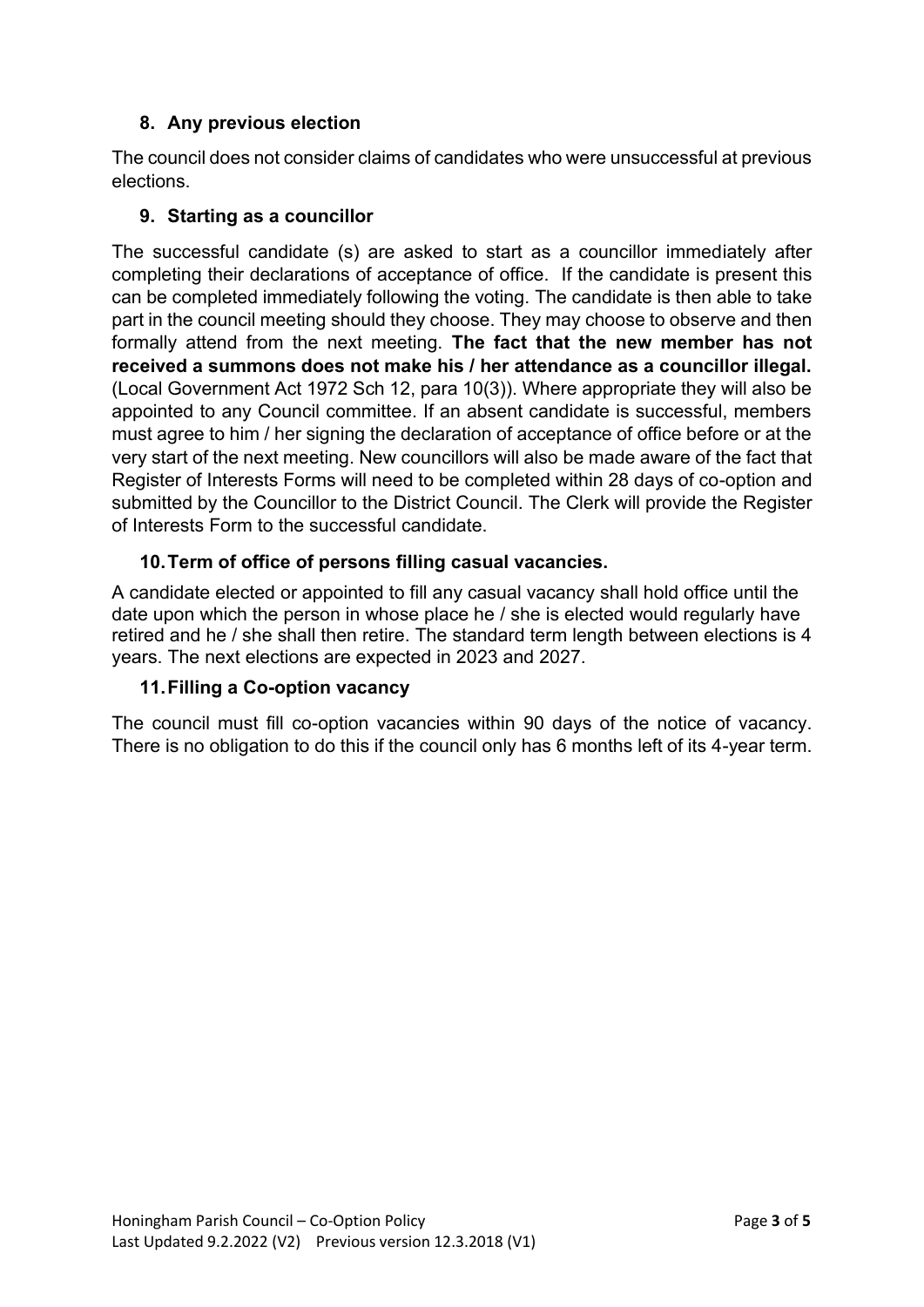## 8. Any previous election

The council does not consider claims of candidates who were unsuccessful at previous elections.

## 9. Starting as a councillor

The successful candidate (s) are asked to start as a councillor immediately after completing their declarations of acceptance of office. If the candidate is present this can be completed immediately following the voting. The candidate is then able to take part in the council meeting should they choose. They may choose to observe and then formally attend from the next meeting. **The fact that the new member has not received a summons does not make his / her attendance as a councillor illegal.** (Local Government Act 1972 Sch 12, para 10(3)). Where appropriate they will also be appointed to any Council committee. If an absent candidate is successful, members must agree to him / her signing the declaration of acceptance of office before or at the very start of the next meeting. New councillors will also be made aware of the fact that Register of Interests Forms will need to be completed within 28 days of co-option and submitted by the Councillor to the District Council. The Clerk will provide the Register of Interests Form to the successful candidate.

## 10. Term of office of persons filling casual vacancies.

A candidate elected or appointed to fill any casual vacancy shall hold office until the date upon which the person in whose place he / she is elected would regularly have retired and he / she shall then retire. The standard term length between elections is 4 years. The next elections are expected in 2023 and 2027.

## 11. Filling a Co-option vacancy

The council must fill co-option vacancies within 90 days of the notice of vacancy. There is no obligation to do this if the council only has 6 months left of its 4-year term.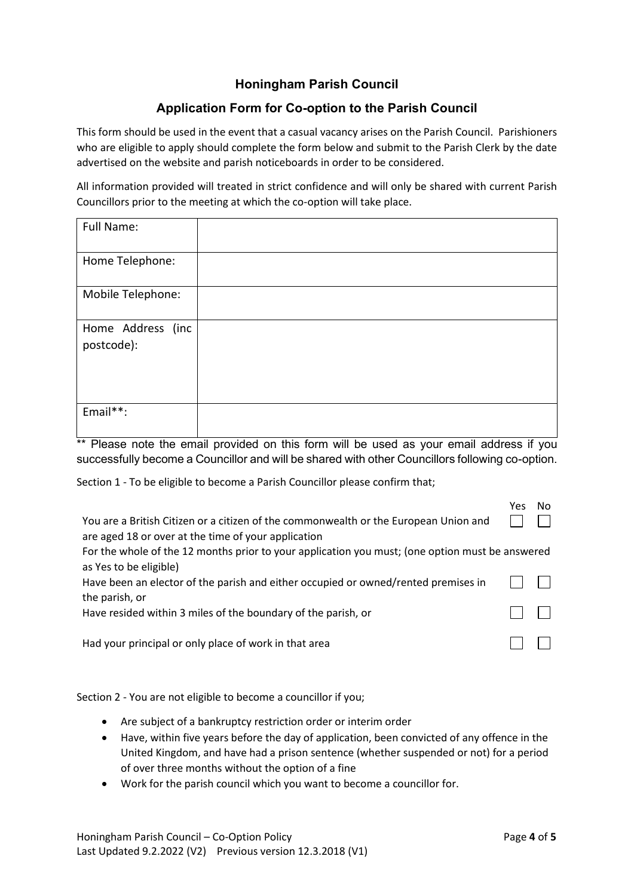## Honingham Parish Council

## Application Form for Co-option to the Parish Council

This form should be used in the event that a casual vacancy arises on the Parish Council. Parishioners who are eligible to apply should complete the form below and submit to the Parish Clerk by the date advertised on the website and parish noticeboards in order to be considered.

All information provided will treated in strict confidence and will only be shared with current Parish Councillors prior to the meeting at which the co-option will take place.

| Full Name: | |
|---|---|
| Home Telephone: | |
| Mobile Telephone: | |
| Home Address (inc postcode): | |
| Email**: | |

** Please note the email provided on this form will be used as your email address if you successfully become a Councillor and will be shared with other Councillors following co-option.

Section 1 - To be eligible to become a Parish Councillor please confirm that;

| | Yes | No |
|---|---|---|
| You are a British Citizen or a citizen of the commonwealth or the European Union and are aged 18 or over at the time of your application | ☐ | ☐ |
| For the whole of the 12 months prior to your application you must; (one option must be answered as Yes to be eligible) | | |
| Have been an elector of the parish and either occupied or owned/rented premises in the parish, or | ☐ | ☐ |
| Have resided within 3 miles of the boundary of the parish, or | ☐ | ☐ |
| Had your principal or only place of work in that area | ☐ | ☐ |

Section 2 - You are not eligible to become a councillor if you;

- Are subject of a bankruptcy restriction order or interim order
- Have, within five years before the day of application, been convicted of any offence in the United Kingdom, and have had a prison sentence (whether suspended or not) for a period of over three months without the option of a fine
- Work for the parish council which you want to become a councillor for.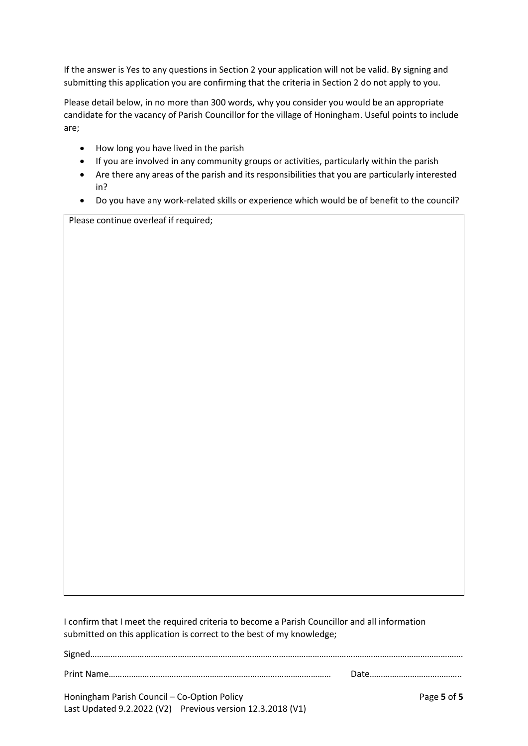If the answer is Yes to any questions in Section 2 your application will not be valid. By signing and submitting this application you are confirming that the criteria in Section 2 do not apply to you.

Please detail below, in no more than 300 words, why you consider you would be an appropriate candidate for the vacancy of Parish Councillor for the village of Honingham. Useful points to include are;

- How long you have lived in the parish
- If you are involved in any community groups or activities, particularly within the parish
- Are there any areas of the parish and its responsibilities that you are particularly interested in?
- Do you have any work-related skills or experience which would be of benefit to the council?

| |
|---|
| Please continue overleaf if required; |

I confirm that I meet the required criteria to become a Parish Councillor and all information submitted on this application is correct to the best of my knowledge;

Signed…………………………………………………………………………………………………………………………………………….

Print Name……………………………………………………………………………………… Date…………………………………..

Honingham Parish Council – Co-Option Policy
Last Updated 9.2.2022 (V2) Previous version 12.3.2018 (V1)